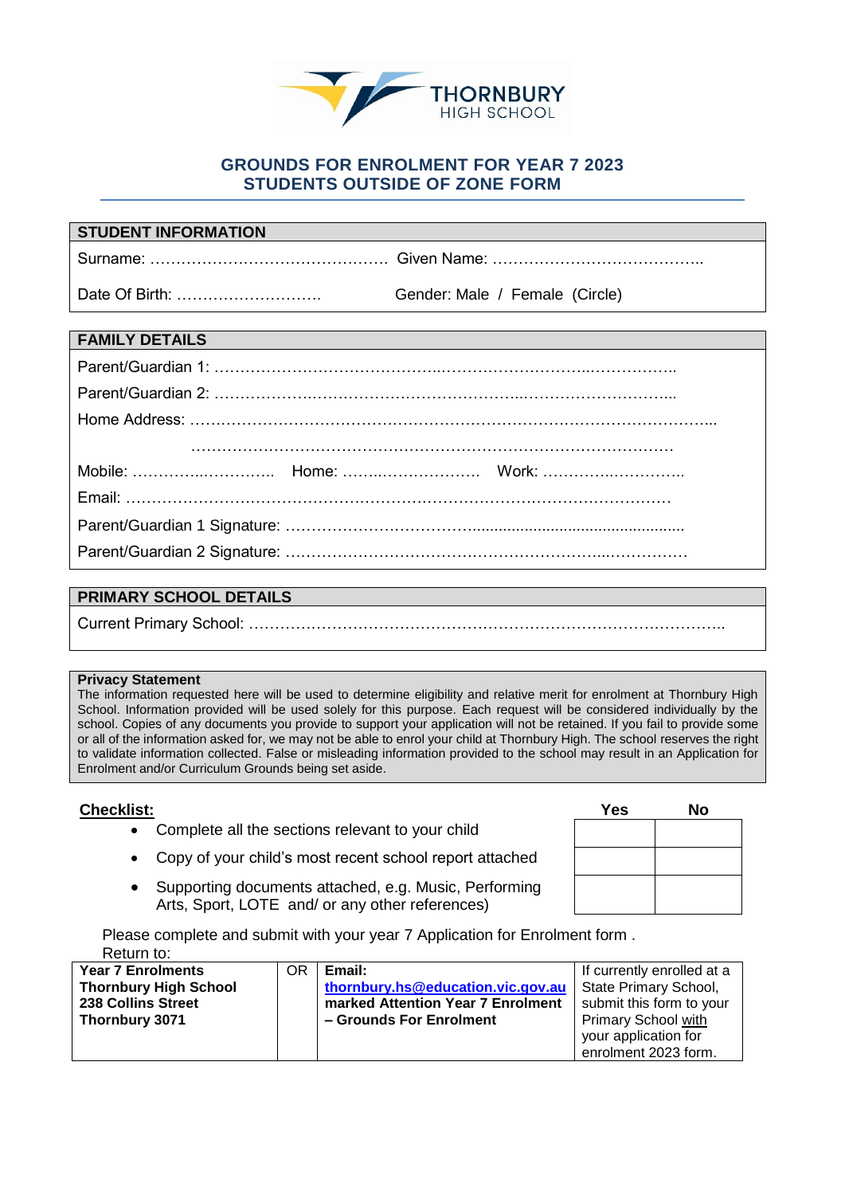THORNBURY
HIGH SCHOOL

# GROUNDS FOR ENROLMENT FOR YEAR 7 2023
## STUDENTS OUTSIDE OF ZONE FORM

### STUDENT INFORMATION

Surname: ………………………………………… Given Name: …………………………………..

Date Of Birth: ………………………. Gender: Male / Female (Circle)

### FAMILY DETAILS

Parent/Guardian 1: ……………………………………...………………………..……………..

Parent/Guardian 2: ……………….……….……………………………..…….……………….…..

Home Address: ………………………………………………………………………………………...

………………………………………………………………………………………

Mobile: …………...………….. Home: ……...……………….. Work: …………..…………..

Email: ……………………………………………………………………………………………

Parent/Guardian 1 Signature: ……………………………...............................................

Parent/Guardian 2 Signature: ………………………………………………………...……………

### PRIMARY SCHOOL DETAILS

Current Primary School: ……………………………………………………………………………..

**Privacy Statement**
The information requested here will be used to determine eligibility and relative merit for enrolment at Thornbury High School. Information provided will be used solely for this purpose. Each request will be considered individually by the school. Copies of any documents you provide to support your application will not be retained. If you fail to provide some or all of the information asked for, we may not be able to enrol your child at Thornbury High. The school reserves the right to validate information collected. False or misleading information provided to the school may result in an Application for Enrolment and/or Curriculum Grounds being set aside.

**Checklist:**

| | Yes | No |
|---|---|---|
| • Complete all the sections relevant to your child | | |
| • Copy of your child's most recent school report attached | | |
| • Supporting documents attached, e.g. Music, Performing Arts, Sport, LOTE and/ or any other references) | | |

Please complete and submit with your year 7 Application for Enrolment form .
Return to:

| **Year 7 Enrolments**<br>**Thornbury High School**<br>**238 Collins Street**<br>**Thornbury 3071** | OR | **Email:**<br>**thornbury.hs@education.vic.gov.au**<br>**marked Attention Year 7 Enrolment – Grounds For Enrolment** | If currently enrolled at a State Primary School, submit this form to your Primary School with your application for enrolment 2023 form. |
|---|---|---|---|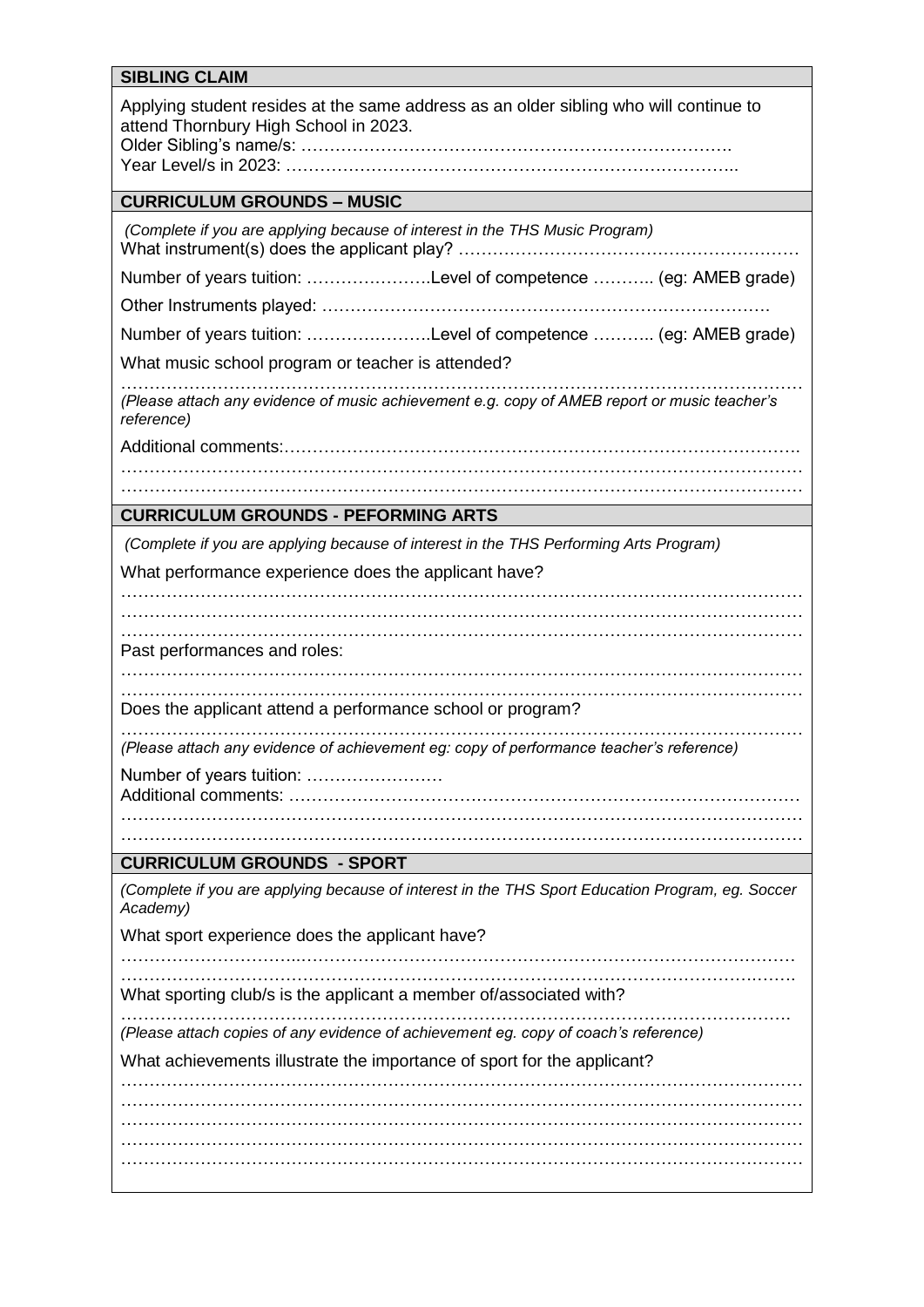**SIBLING CLAIM**

Applying student resides at the same address as an older sibling who will continue to attend Thornbury High School in 2023.
Older Sibling's name/s: ……………………………………………………………….
Year Level/s in 2023: …………………………………………………………………..

**CURRICULUM GROUNDS – MUSIC**

*(Complete if you are applying because of interest in the THS Music Program)*
What instrument(s) does the applicant play? ……………………………………………………

Number of years tuition: ………………….Level of competence ……….. (eg: AMEB grade)

Other Instruments played: …………………………………………………………………

Number of years tuition: ………………….Level of competence ……….. (eg: AMEB grade)

What music school program or teacher is attended?

……………………………………………………………………………………………………
*(Please attach any evidence of music achievement e.g. copy of AMEB report or music teacher's reference)*

Additional comments:……………………………………………………………………………
……………………………………………………………………………………………………
……………………………………………………………………………………………………

**CURRICULUM GROUNDS - PEFORMING ARTS**

*(Complete if you are applying because of interest in the THS Performing Arts Program)*

What performance experience does the applicant have?
……………………………………………………………………………………………………
……………………………………………………………………………………………………
……………………………………………………………………………………………………
Past performances and roles:
……………………………………………………………………………………………………
……………………………………………………………………………………………………
Does the applicant attend a performance school or program?
……………………………………………………………………………………………………
*(Please attach any evidence of achievement eg: copy of performance teacher's reference)*

Number of years tuition: ……………………
Additional comments: ……………………………………………………………………………
……………………………………………………………………………………………………
……………………………………………………………………………………………………

**CURRICULUM GROUNDS - SPORT**

*(Complete if you are applying because of interest in the THS Sport Education Program, eg. Soccer Academy)*

What sport experience does the applicant have?
……………………………………………………………………………………………………
……………………………………………………………………………………………………
What sporting club/s is the applicant a member of/associated with?
……………………………………………………………………………………………………
*(Please attach copies of any evidence of achievement eg. copy of coach's reference)*

What achievements illustrate the importance of sport for the applicant?
……………………………………………………………………………………………………
……………………………………………………………………………………………………
……………………………………………………………………………………………………
……………………………………………………………………………………………………
……………………………………………………………………………………………………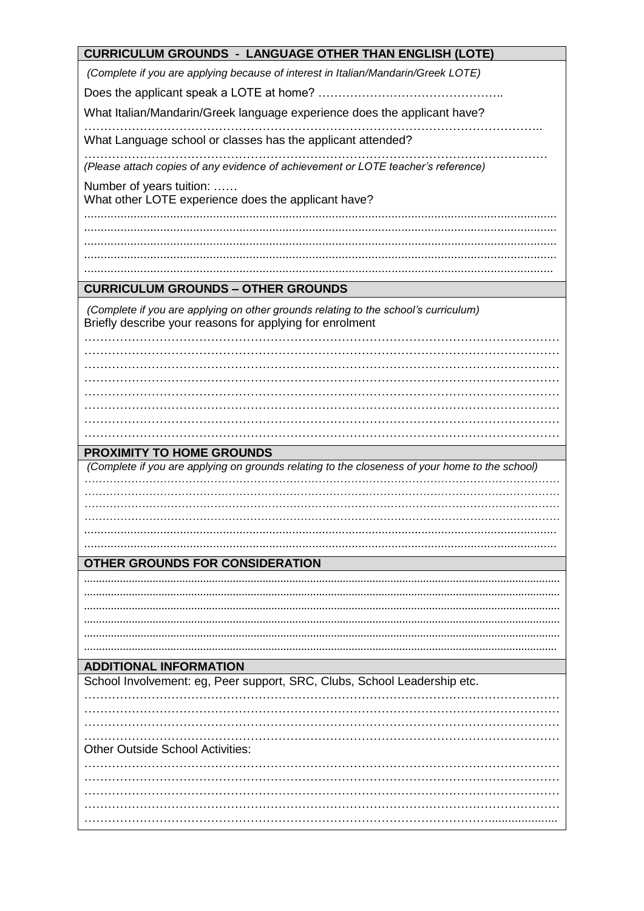## CURRICULUM GROUNDS - LANGUAGE OTHER THAN ENGLISH (LOTE)

*(Complete if you are applying because of interest in Italian/Mandarin/Greek LOTE)*

Does the applicant speak a LOTE at home? ………………………………………..

What Italian/Mandarin/Greek language experience does the applicant have?

………………………………………………………………………………………………..

What Language school or classes has the applicant attended?

……………………………………………………………………………………………….

*(Please attach copies of any evidence of achievement or LOTE teacher's reference)*

Number of years tuition: ……

What other LOTE experience does the applicant have?

..............................................................................................................................................

..............................................................................................................................................

..............................................................................................................................................

..............................................................................................................................................

..............................................................................................................................................

## CURRICULUM GROUNDS – OTHER GROUNDS

*(Complete if you are applying on other grounds relating to the school's curriculum)*

Briefly describe your reasons for applying for enrolment

…………………………………………………………………………………………………

…………………………………………………………………………………………………

…………………………………………………………………………………………………

…………………………………………………………………………………………………

…………………………………………………………………………………………………

…………………………………………………………………………………………………

…………………………………………………………………………………………………

…………………………………………………………………………………………………

## PROXIMITY TO HOME GROUNDS

*(Complete if you are applying on grounds relating to the closeness of your home to the school)*

…………………………………………………………………………………………………

…………………………………………………………………………………………………

…………………………………………………………………………………………………

…………………………………………………………………………………………………

..............................................................................................................................................

..............................................................................................................................................

## OTHER GROUNDS FOR CONSIDERATION

..............................................................................................................................................

..............................................................................................................................................

..............................................................................................................................................

..............................................................................................................................................

..............................................................................................................................................

..............................................................................................................................................

## ADDITIONAL INFORMATION

School Involvement: eg, Peer support, SRC, Clubs, School Leadership etc.

…………………………………………………………………………………………………

…………………………………………………………………………………………………

…………………………………………………………………………………………………

…………………………………………………………………………………………………

Other Outside School Activities:

…………………………………………………………………………………………………

…………………………………………………………………………………………………

…………………………………………………………………………………………………

…………………………………………………………………………………………………

…………………………………………………………………………………………………